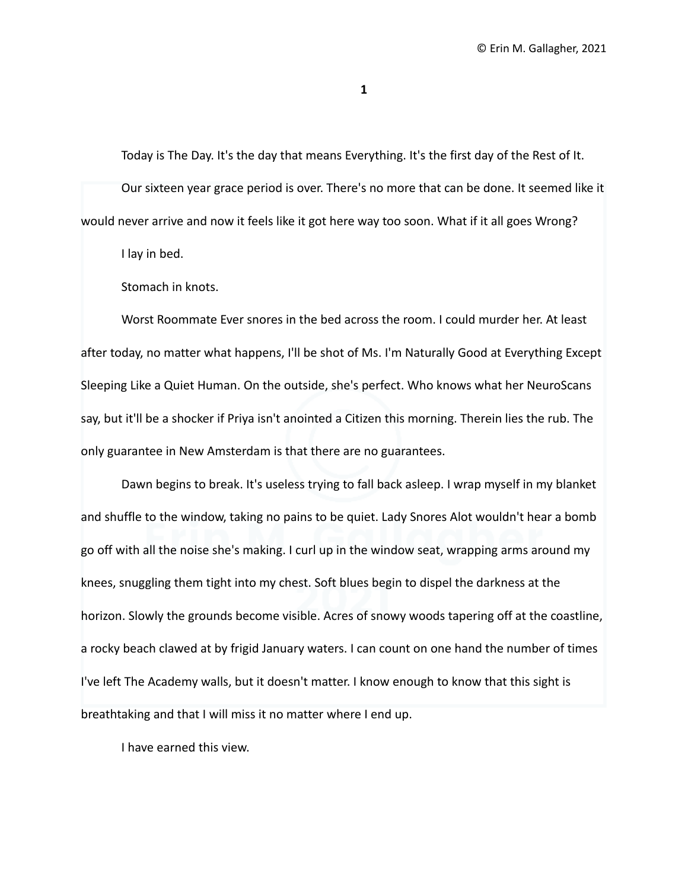# 1

Today is The Day. It's the day that means Everything. It's the first day of the Rest of It.

Our sixteen year grace period is over. There's no more that can be done. It seemed like it would never arrive and now it feels like it got here way too soon. What if it all goes Wrong?

I lay in bed.

Stomach in knots.

Worst Roommate Ever snores in the bed across the room. I could murder her. At least after today, no matter what happens, I'll be shot of Ms. I'm Naturally Good at Everything Except Sleeping Like a Quiet Human. On the outside, she's perfect. Who knows what her NeuroScans say, but it'll be a shocker if Priya isn't anointed a Citizen this morning. Therein lies the rub. The only guarantee in New Amsterdam is that there are no guarantees.

Dawn begins to break. It's useless trying to fall back asleep. I wrap myself in my blanket and shuffle to the window, taking no pains to be quiet. Lady Snores Alot wouldn't hear a bomb go off with all the noise she's making. I curl up in the window seat, wrapping arms around my knees, snuggling them tight into my chest. Soft blues begin to dispel the darkness at the horizon. Slowly the grounds become visible. Acres of snowy woods tapering off at the coastline, a rocky beach clawed at by frigid January waters. I can count on one hand the number of times I've left The Academy walls, but it doesn't matter. I know enough to know that this sight is breathtaking and that I will miss it no matter where I end up.

I have earned this view.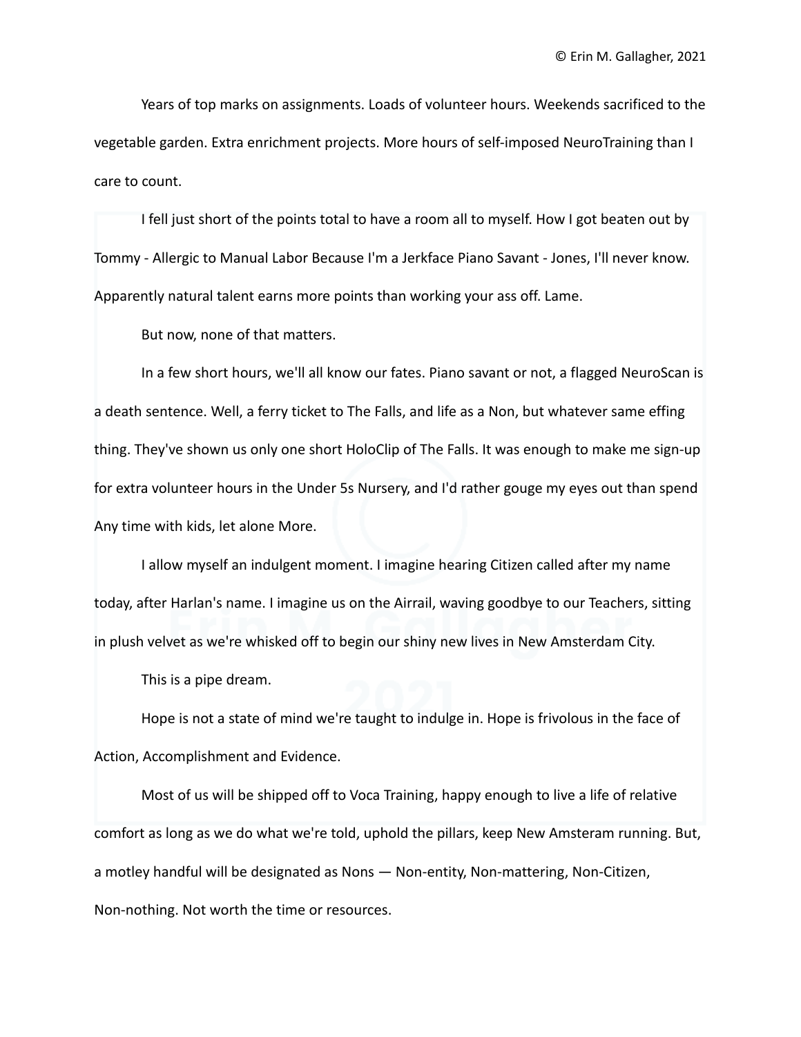Years of top marks on assignments. Loads of volunteer hours. Weekends sacrificed to the vegetable garden. Extra enrichment projects. More hours of self-imposed NeuroTraining than I care to count.

I fell just short of the points total to have a room all to myself. How I got beaten out by Tommy - Allergic to Manual Labor Because I'm a Jerkface Piano Savant - Jones, I'll never know. Apparently natural talent earns more points than working your ass off. Lame.

But now, none of that matters.

In a few short hours, we'll all know our fates. Piano savant or not, a flagged NeuroScan is a death sentence. Well, a ferry ticket to The Falls, and life as a Non, but whatever same effing thing. They've shown us only one short HoloClip of The Falls. It was enough to make me sign-up for extra volunteer hours in the Under 5s Nursery, and I'd rather gouge my eyes out than spend Any time with kids, let alone More.

I allow myself an indulgent moment. I imagine hearing Citizen called after my name today, after Harlan's name. I imagine us on the Airrail, waving goodbye to our Teachers, sitting in plush velvet as we're whisked off to begin our shiny new lives in New Amsterdam City.

This is a pipe dream.

Hope is not a state of mind we're taught to indulge in. Hope is frivolous in the face of Action, Accomplishment and Evidence.

Most of us will be shipped off to Voca Training, happy enough to live a life of relative comfort as long as we do what we're told, uphold the pillars, keep New Amsteram running. But, a motley handful will be designated as Nons — Non-entity, Non-mattering, Non-Citizen, Non-nothing. Not worth the time or resources.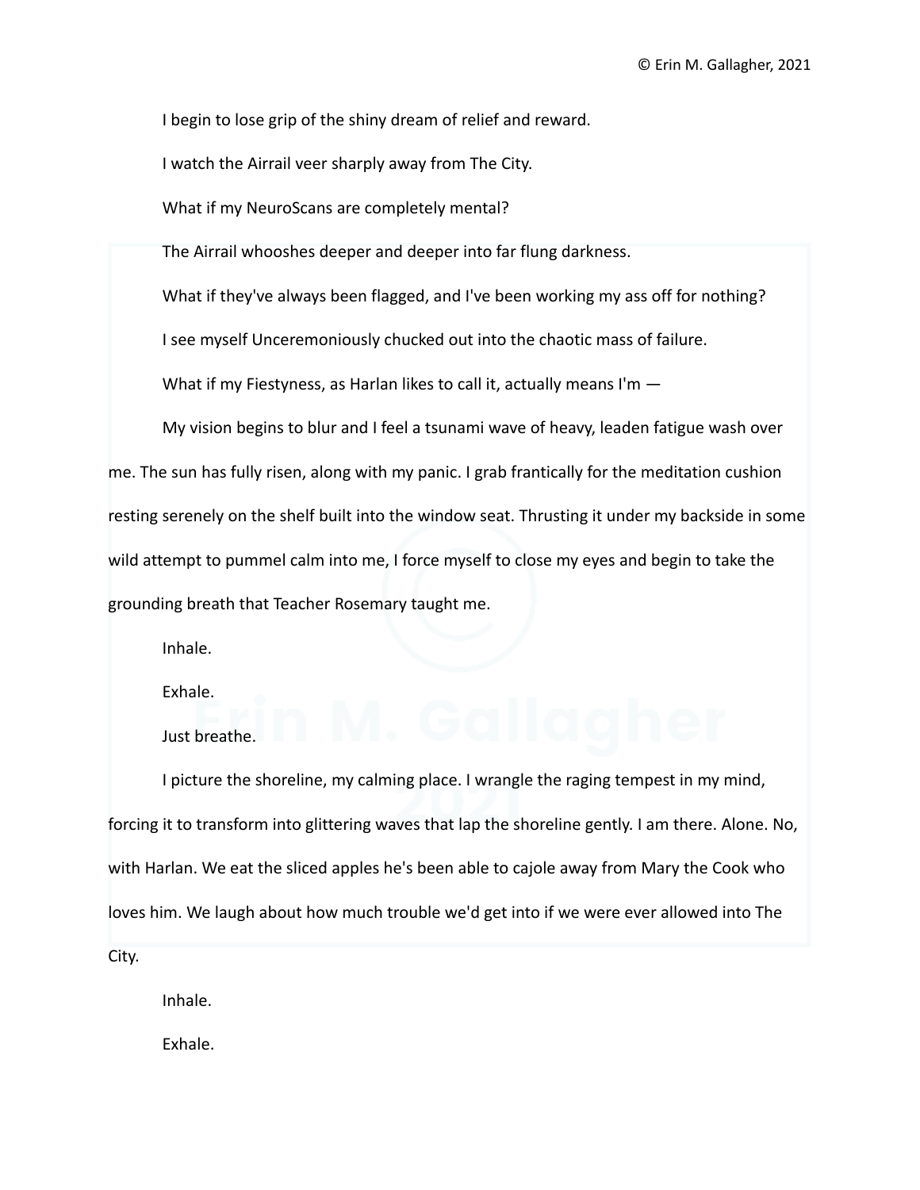I begin to lose grip of the shiny dream of relief and reward.

I watch the Airrail veer sharply away from The City.

What if my NeuroScans are completely mental?

The Airrail whooshes deeper and deeper into far flung darkness.

What if they've always been flagged, and I've been working my ass off for nothing?

I see myself Unceremoniously chucked out into the chaotic mass of failure.

What if my Fiestyness, as Harlan likes to call it, actually means I'm —

My vision begins to blur and I feel a tsunami wave of heavy, leaden fatigue wash over me. The sun has fully risen, along with my panic. I grab frantically for the meditation cushion resting serenely on the shelf built into the window seat. Thrusting it under my backside in some wild attempt to pummel calm into me, I force myself to close my eyes and begin to take the grounding breath that Teacher Rosemary taught me.

Inhale.

Exhale.

Just breathe.

I picture the shoreline, my calming place. I wrangle the raging tempest in my mind, forcing it to transform into glittering waves that lap the shoreline gently. I am there. Alone. No, with Harlan. We eat the sliced apples he's been able to cajole away from Mary the Cook who loves him. We laugh about how much trouble we'd get into if we were ever allowed into The City.

Inhale.

Exhale.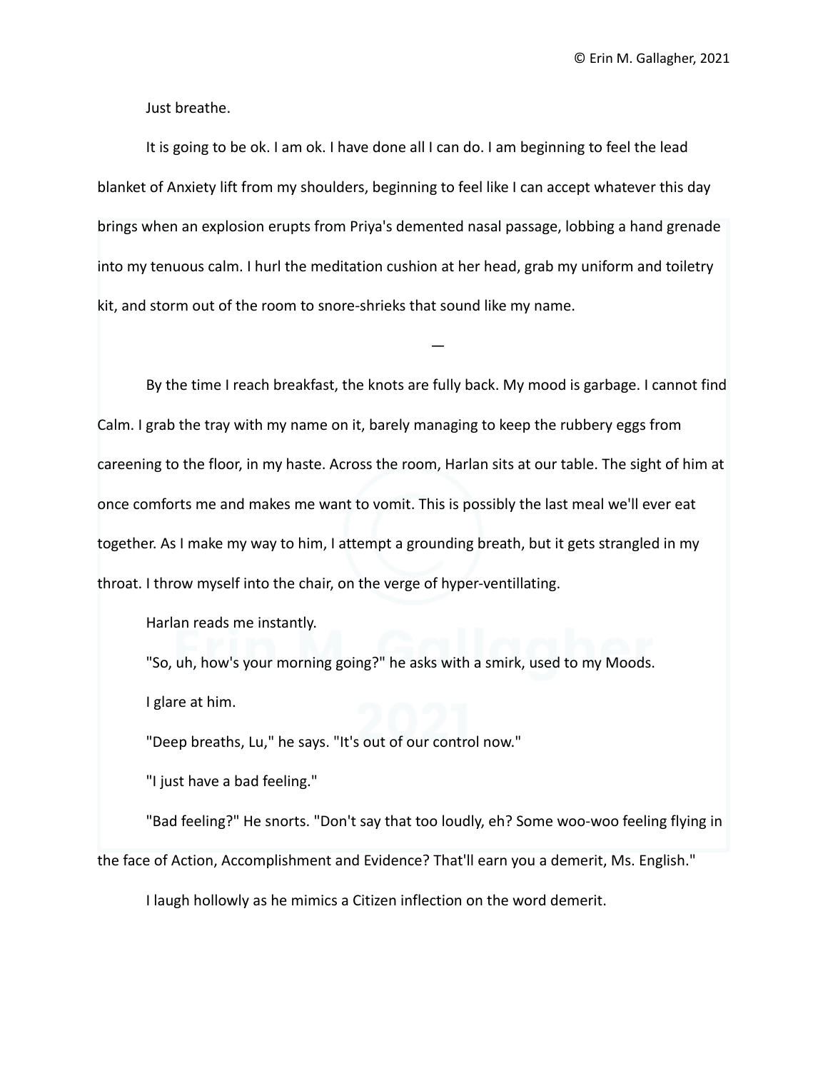Just breathe.

It is going to be ok. I am ok. I have done all I can do. I am beginning to feel the lead blanket of Anxiety lift from my shoulders, beginning to feel like I can accept whatever this day brings when an explosion erupts from Priya's demented nasal passage, lobbing a hand grenade into my tenuous calm. I hurl the meditation cushion at her head, grab my uniform and toiletry kit, and storm out of the room to snore-shrieks that sound like my name.

—

By the time I reach breakfast, the knots are fully back. My mood is garbage. I cannot find Calm. I grab the tray with my name on it, barely managing to keep the rubbery eggs from careening to the floor, in my haste. Across the room, Harlan sits at our table. The sight of him at once comforts me and makes me want to vomit. This is possibly the last meal we'll ever eat together. As I make my way to him, I attempt a grounding breath, but it gets strangled in my throat. I throw myself into the chair, on the verge of hyper-ventillating.

Harlan reads me instantly.

"So, uh, how's your morning going?" he asks with a smirk, used to my Moods.

I glare at him.

"Deep breaths, Lu," he says. "It's out of our control now."

"I just have a bad feeling."

"Bad feeling?" He snorts. "Don't say that too loudly, eh? Some woo-woo feeling flying in the face of Action, Accomplishment and Evidence? That'll earn you a demerit, Ms. English."

I laugh hollowly as he mimics a Citizen inflection on the word demerit.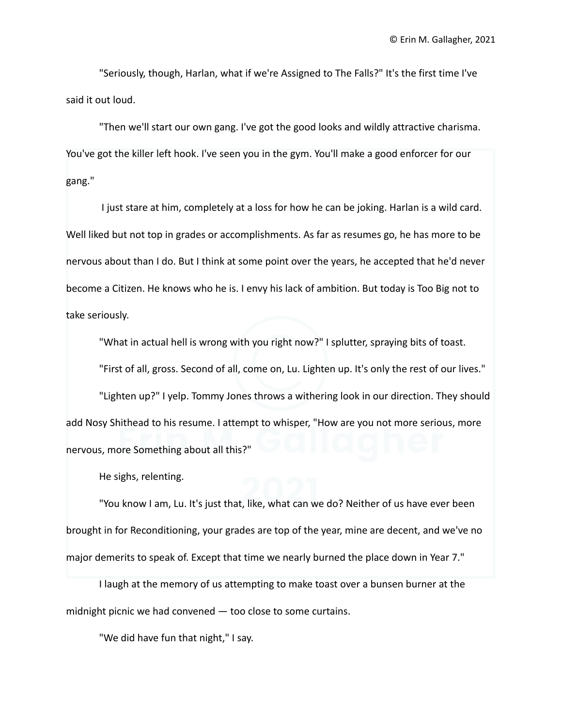"Seriously, though, Harlan, what if we're Assigned to The Falls?" It's the first time I've said it out loud.

"Then we'll start our own gang. I've got the good looks and wildly attractive charisma. You've got the killer left hook. I've seen you in the gym. You'll make a good enforcer for our gang."

I just stare at him, completely at a loss for how he can be joking. Harlan is a wild card. Well liked but not top in grades or accomplishments. As far as resumes go, he has more to be nervous about than I do. But I think at some point over the years, he accepted that he'd never become a Citizen. He knows who he is. I envy his lack of ambition. But today is Too Big not to take seriously.

"What in actual hell is wrong with you right now?" I splutter, spraying bits of toast.

"First of all, gross. Second of all, come on, Lu. Lighten up. It's only the rest of our lives."

"Lighten up?" I yelp. Tommy Jones throws a withering look in our direction. They should add Nosy Shithead to his resume. I attempt to whisper, "How are you not more serious, more nervous, more Something about all this?"

He sighs, relenting.

"You know I am, Lu. It's just that, like, what can we do? Neither of us have ever been brought in for Reconditioning, your grades are top of the year, mine are decent, and we've no major demerits to speak of. Except that time we nearly burned the place down in Year 7."

I laugh at the memory of us attempting to make toast over a bunsen burner at the midnight picnic we had convened — too close to some curtains.

"We did have fun that night," I say.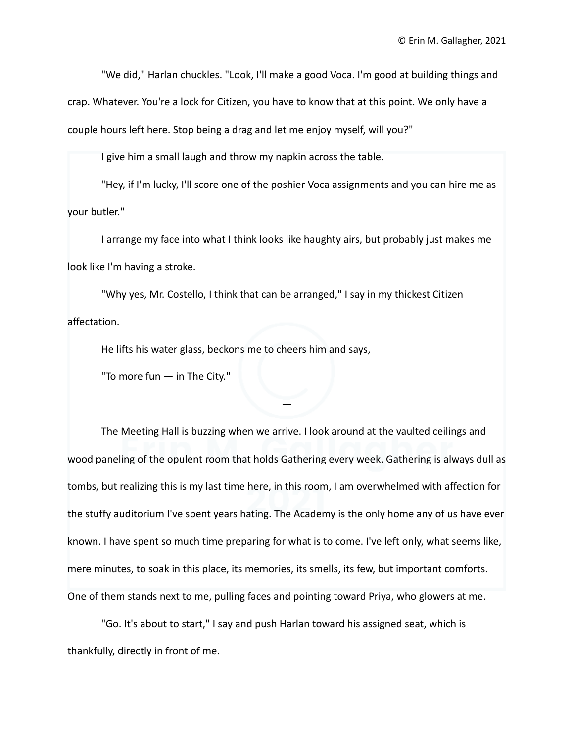"We did," Harlan chuckles. "Look, I'll make a good Voca. I'm good at building things and crap. Whatever. You're a lock for Citizen, you have to know that at this point. We only have a couple hours left here. Stop being a drag and let me enjoy myself, will you?"

I give him a small laugh and throw my napkin across the table.

"Hey, if I'm lucky, I'll score one of the poshier Voca assignments and you can hire me as your butler."

I arrange my face into what I think looks like haughty airs, but probably just makes me look like I'm having a stroke.

"Why yes, Mr. Costello, I think that can be arranged," I say in my thickest Citizen affectation.

He lifts his water glass, beckons me to cheers him and says,

"To more fun — in The City."

—

The Meeting Hall is buzzing when we arrive. I look around at the vaulted ceilings and wood paneling of the opulent room that holds Gathering every week. Gathering is always dull as tombs, but realizing this is my last time here, in this room, I am overwhelmed with affection for the stuffy auditorium I've spent years hating. The Academy is the only home any of us have ever known. I have spent so much time preparing for what is to come. I've left only, what seems like, mere minutes, to soak in this place, its memories, its smells, its few, but important comforts. One of them stands next to me, pulling faces and pointing toward Priya, who glowers at me.

"Go. It's about to start," I say and push Harlan toward his assigned seat, which is thankfully, directly in front of me.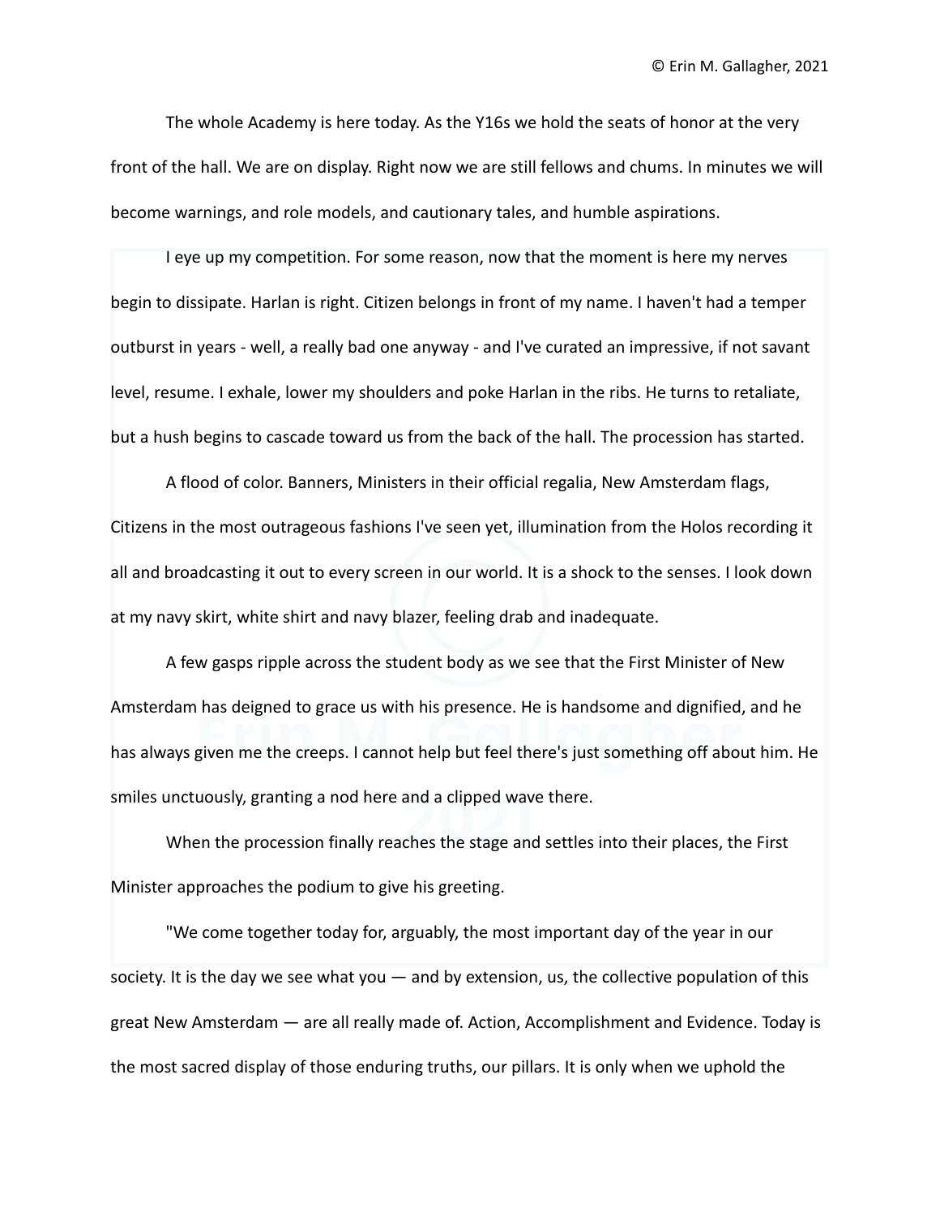The whole Academy is here today. As the Y16s we hold the seats of honor at the very front of the hall. We are on display. Right now we are still fellows and chums. In minutes we will become warnings, and role models, and cautionary tales, and humble aspirations.

I eye up my competition. For some reason, now that the moment is here my nerves begin to dissipate. Harlan is right. Citizen belongs in front of my name. I haven't had a temper outburst in years - well, a really bad one anyway - and I've curated an impressive, if not savant level, resume. I exhale, lower my shoulders and poke Harlan in the ribs. He turns to retaliate, but a hush begins to cascade toward us from the back of the hall. The procession has started.

A flood of color. Banners, Ministers in their official regalia, New Amsterdam flags, Citizens in the most outrageous fashions I've seen yet, illumination from the Holos recording it all and broadcasting it out to every screen in our world. It is a shock to the senses. I look down at my navy skirt, white shirt and navy blazer, feeling drab and inadequate.

A few gasps ripple across the student body as we see that the First Minister of New Amsterdam has deigned to grace us with his presence. He is handsome and dignified, and he has always given me the creeps. I cannot help but feel there's just something off about him. He smiles unctuously, granting a nod here and a clipped wave there.

When the procession finally reaches the stage and settles into their places, the First Minister approaches the podium to give his greeting.

"We come together today for, arguably, the most important day of the year in our society. It is the day we see what you — and by extension, us, the collective population of this great New Amsterdam — are all really made of. Action, Accomplishment and Evidence. Today is the most sacred display of those enduring truths, our pillars. It is only when we uphold the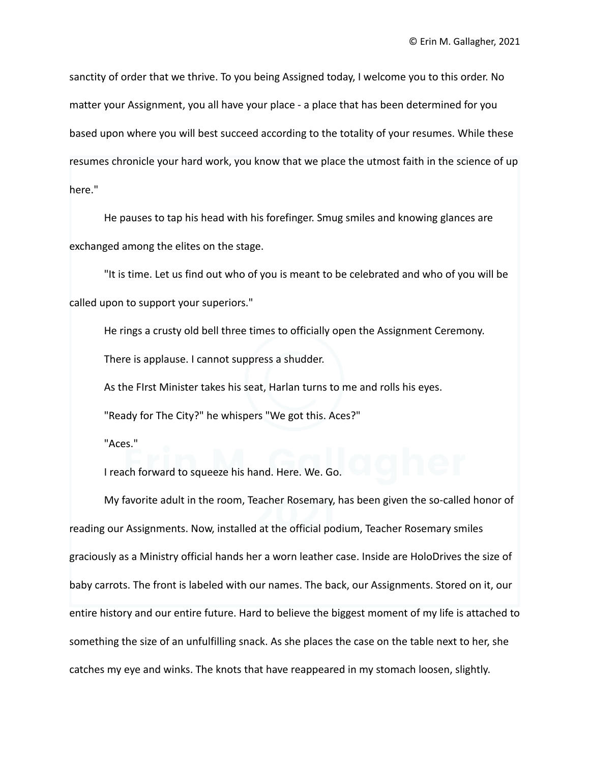sanctity of order that we thrive. To you being Assigned today, I welcome you to this order. No matter your Assignment, you all have your place - a place that has been determined for you based upon where you will best succeed according to the totality of your resumes. While these resumes chronicle your hard work, you know that we place the utmost faith in the science of up here."

He pauses to tap his head with his forefinger. Smug smiles and knowing glances are exchanged among the elites on the stage.

"It is time. Let us find out who of you is meant to be celebrated and who of you will be called upon to support your superiors."

He rings a crusty old bell three times to officially open the Assignment Ceremony.

There is applause. I cannot suppress a shudder.

As the FIrst Minister takes his seat, Harlan turns to me and rolls his eyes.

"Ready for The City?" he whispers "We got this. Aces?"

"Aces."

I reach forward to squeeze his hand. Here. We. Go.

My favorite adult in the room, Teacher Rosemary, has been given the so-called honor of reading our Assignments. Now, installed at the official podium, Teacher Rosemary smiles graciously as a Ministry official hands her a worn leather case. Inside are HoloDrives the size of baby carrots. The front is labeled with our names. The back, our Assignments. Stored on it, our entire history and our entire future. Hard to believe the biggest moment of my life is attached to something the size of an unfulfilling snack. As she places the case on the table next to her, she catches my eye and winks. The knots that have reappeared in my stomach loosen, slightly.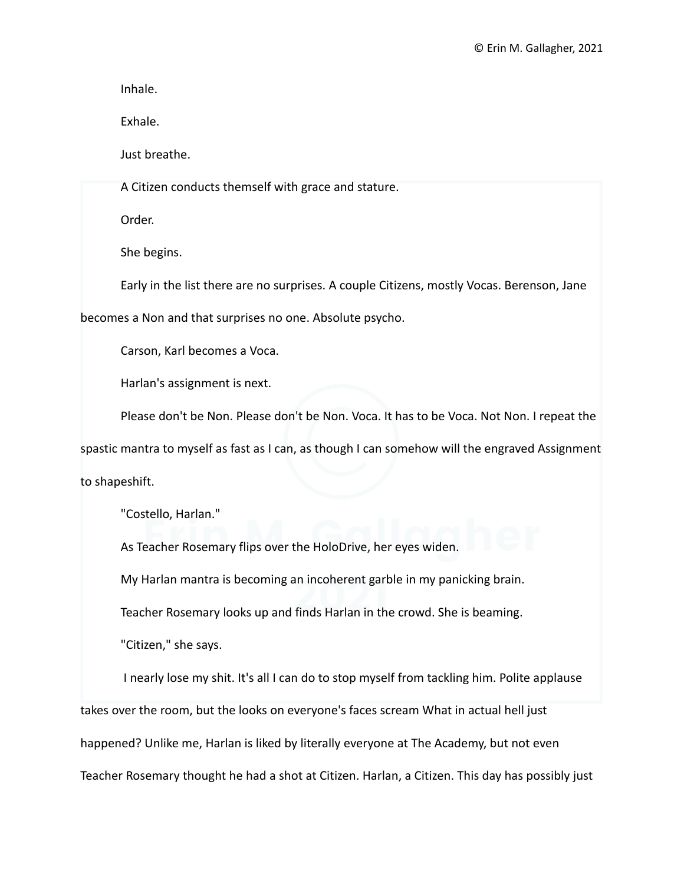Inhale.

Exhale.

Just breathe.

A Citizen conducts themself with grace and stature.

Order.

She begins.

Early in the list there are no surprises. A couple Citizens, mostly Vocas. Berenson, Jane becomes a Non and that surprises no one. Absolute psycho.

Carson, Karl becomes a Voca.

Harlan's assignment is next.

Please don't be Non. Please don't be Non. Voca. It has to be Voca. Not Non. I repeat the spastic mantra to myself as fast as I can, as though I can somehow will the engraved Assignment to shapeshift.

"Costello, Harlan."

As Teacher Rosemary flips over the HoloDrive, her eyes widen.

My Harlan mantra is becoming an incoherent garble in my panicking brain.

Teacher Rosemary looks up and finds Harlan in the crowd. She is beaming.

"Citizen," she says.

I nearly lose my shit. It's all I can do to stop myself from tackling him. Polite applause takes over the room, but the looks on everyone's faces scream What in actual hell just happened? Unlike me, Harlan is liked by literally everyone at The Academy, but not even Teacher Rosemary thought he had a shot at Citizen. Harlan, a Citizen. This day has possibly just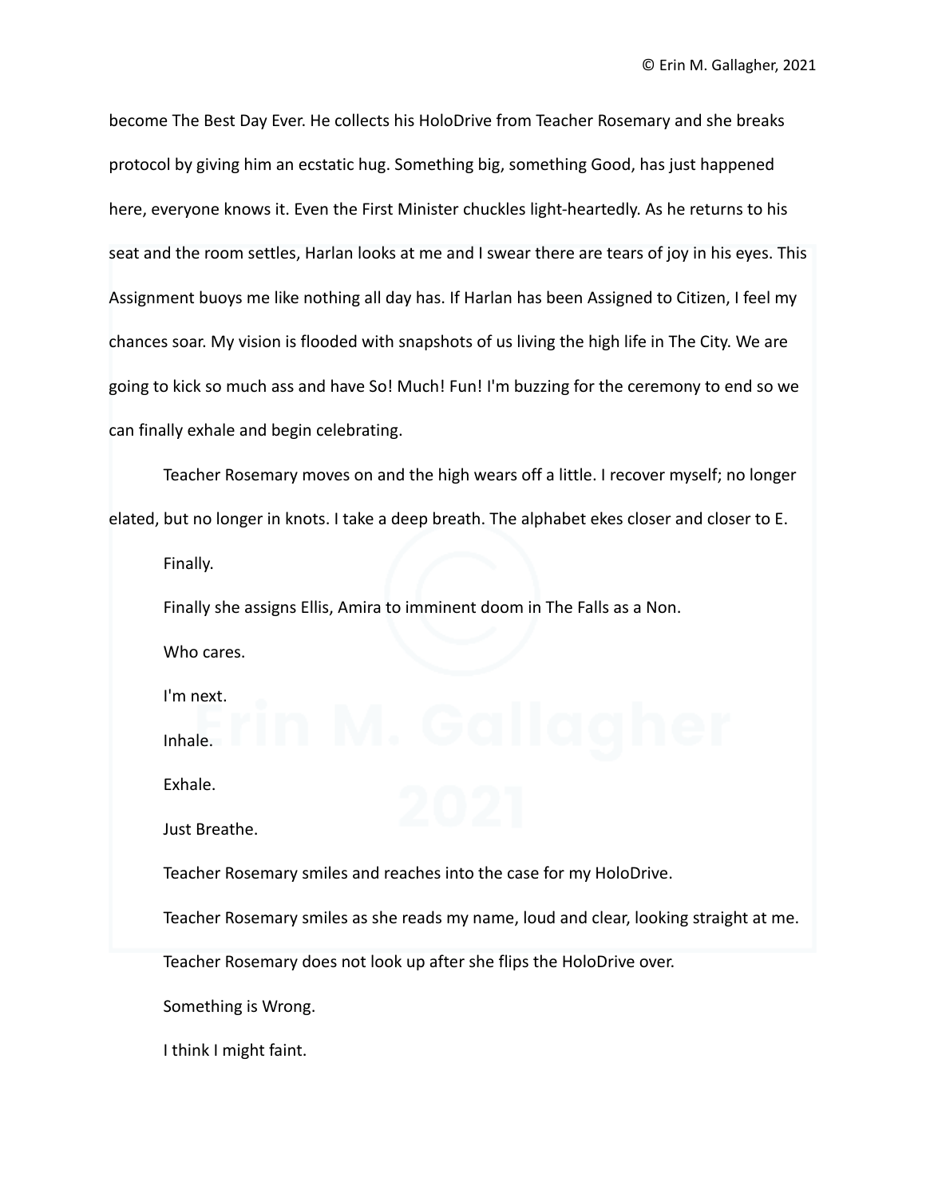become The Best Day Ever. He collects his HoloDrive from Teacher Rosemary and she breaks protocol by giving him an ecstatic hug. Something big, something Good, has just happened here, everyone knows it. Even the First Minister chuckles light-heartedly. As he returns to his seat and the room settles, Harlan looks at me and I swear there are tears of joy in his eyes. This Assignment buoys me like nothing all day has. If Harlan has been Assigned to Citizen, I feel my chances soar. My vision is flooded with snapshots of us living the high life in The City. We are going to kick so much ass and have So! Much! Fun! I'm buzzing for the ceremony to end so we can finally exhale and begin celebrating.

Teacher Rosemary moves on and the high wears off a little. I recover myself; no longer elated, but no longer in knots. I take a deep breath. The alphabet ekes closer and closer to E.

Finally.

Finally she assigns Ellis, Amira to imminent doom in The Falls as a Non.

Who cares.

I'm next.

Inhale.

Exhale.

Just Breathe.

Teacher Rosemary smiles and reaches into the case for my HoloDrive.

Teacher Rosemary smiles as she reads my name, loud and clear, looking straight at me.

Teacher Rosemary does not look up after she flips the HoloDrive over.

Something is Wrong.

I think I might faint.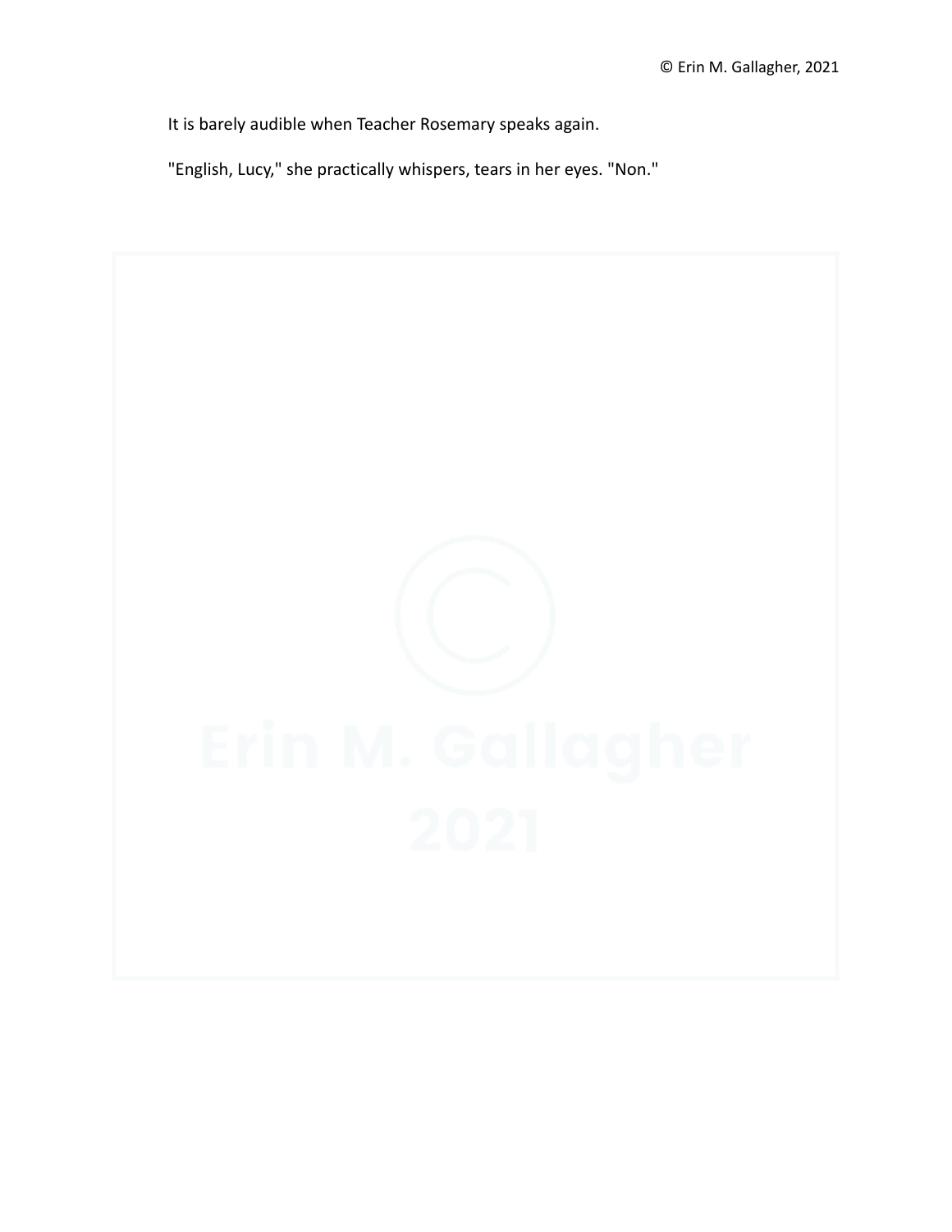It is barely audible when Teacher Rosemary speaks again.

"English, Lucy," she practically whispers, tears in her eyes. "Non."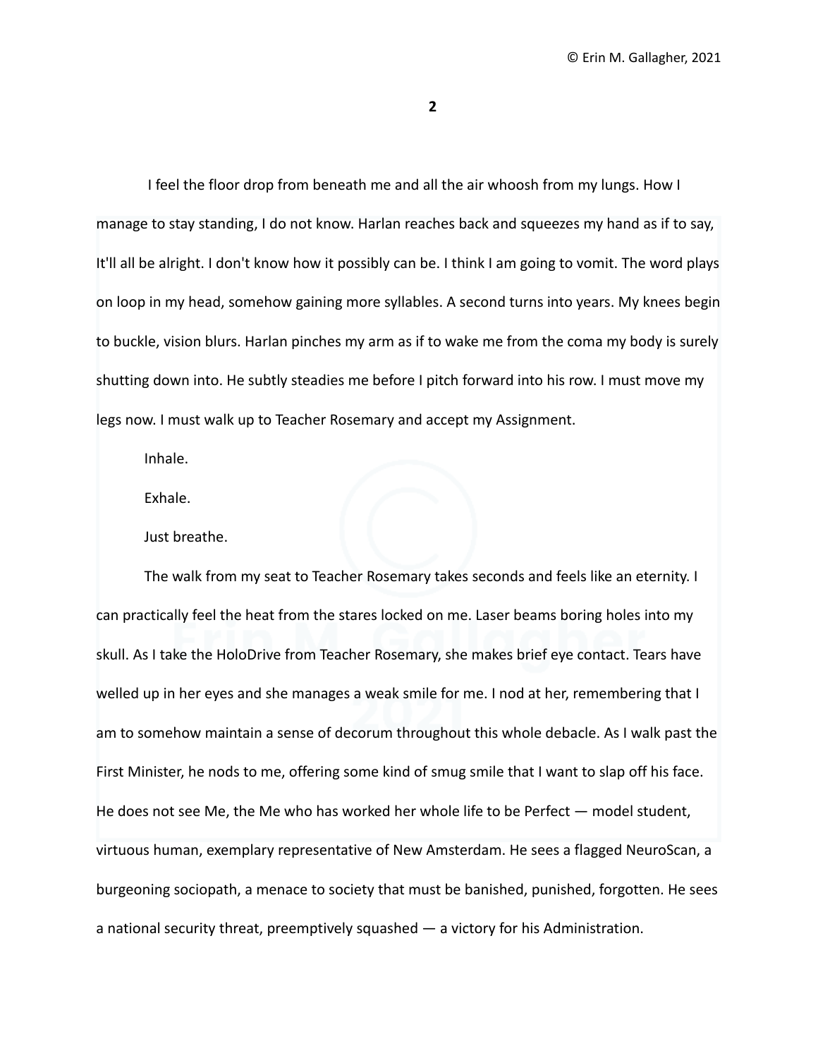I feel the floor drop from beneath me and all the air whoosh from my lungs. How I manage to stay standing, I do not know. Harlan reaches back and squeezes my hand as if to say, It'll all be alright. I don't know how it possibly can be. I think I am going to vomit. The word plays on loop in my head, somehow gaining more syllables. A second turns into years. My knees begin to buckle, vision blurs. Harlan pinches my arm as if to wake me from the coma my body is surely shutting down into. He subtly steadies me before I pitch forward into his row. I must move my legs now. I must walk up to Teacher Rosemary and accept my Assignment.

Inhale.

Exhale.

Just breathe.

The walk from my seat to Teacher Rosemary takes seconds and feels like an eternity. I can practically feel the heat from the stares locked on me. Laser beams boring holes into my skull. As I take the HoloDrive from Teacher Rosemary, she makes brief eye contact. Tears have welled up in her eyes and she manages a weak smile for me. I nod at her, remembering that I am to somehow maintain a sense of decorum throughout this whole debacle. As I walk past the First Minister, he nods to me, offering some kind of smug smile that I want to slap off his face. He does not see Me, the Me who has worked her whole life to be Perfect — model student, virtuous human, exemplary representative of New Amsterdam. He sees a flagged NeuroScan, a burgeoning sociopath, a menace to society that must be banished, punished, forgotten. He sees a national security threat, preemptively squashed — a victory for his Administration.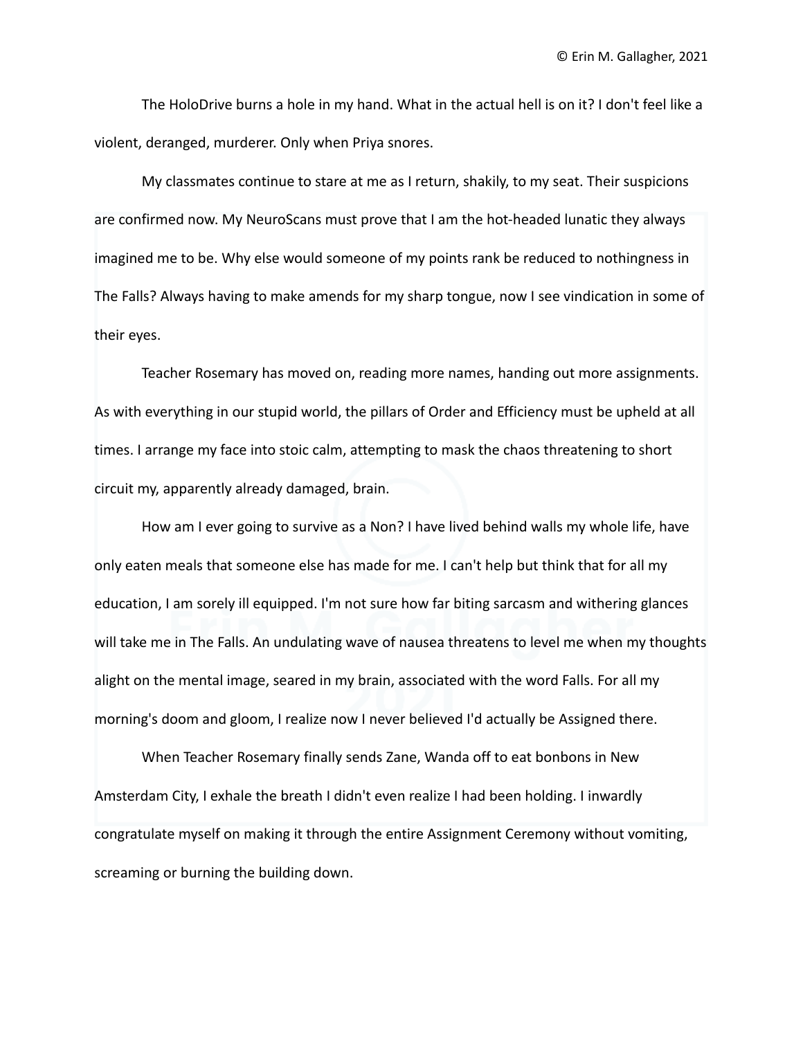The HoloDrive burns a hole in my hand. What in the actual hell is on it? I don't feel like a violent, deranged, murderer. Only when Priya snores.

My classmates continue to stare at me as I return, shakily, to my seat. Their suspicions are confirmed now. My NeuroScans must prove that I am the hot-headed lunatic they always imagined me to be. Why else would someone of my points rank be reduced to nothingness in The Falls? Always having to make amends for my sharp tongue, now I see vindication in some of their eyes.

Teacher Rosemary has moved on, reading more names, handing out more assignments. As with everything in our stupid world, the pillars of Order and Efficiency must be upheld at all times. I arrange my face into stoic calm, attempting to mask the chaos threatening to short circuit my, apparently already damaged, brain.

How am I ever going to survive as a Non? I have lived behind walls my whole life, have only eaten meals that someone else has made for me. I can't help but think that for all my education, I am sorely ill equipped. I'm not sure how far biting sarcasm and withering glances will take me in The Falls. An undulating wave of nausea threatens to level me when my thoughts alight on the mental image, seared in my brain, associated with the word Falls. For all my morning's doom and gloom, I realize now I never believed I'd actually be Assigned there.

When Teacher Rosemary finally sends Zane, Wanda off to eat bonbons in New Amsterdam City, I exhale the breath I didn't even realize I had been holding. I inwardly congratulate myself on making it through the entire Assignment Ceremony without vomiting, screaming or burning the building down.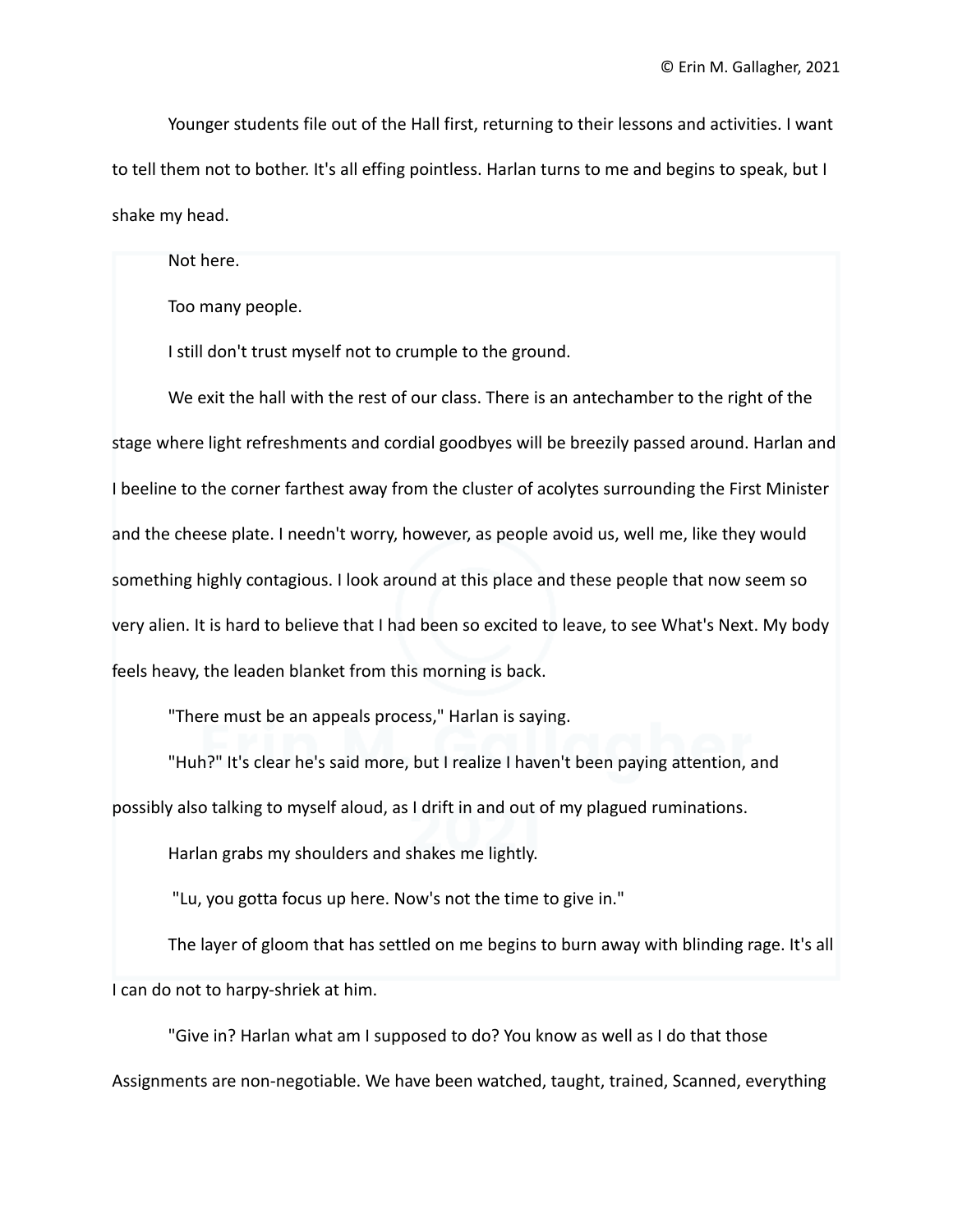Younger students file out of the Hall first, returning to their lessons and activities. I want to tell them not to bother. It's all effing pointless. Harlan turns to me and begins to speak, but I shake my head.

Not here.

Too many people.

I still don't trust myself not to crumple to the ground.

We exit the hall with the rest of our class. There is an antechamber to the right of the stage where light refreshments and cordial goodbyes will be breezily passed around. Harlan and I beeline to the corner farthest away from the cluster of acolytes surrounding the First Minister and the cheese plate. I needn't worry, however, as people avoid us, well me, like they would something highly contagious. I look around at this place and these people that now seem so very alien. It is hard to believe that I had been so excited to leave, to see What's Next. My body feels heavy, the leaden blanket from this morning is back.

"There must be an appeals process," Harlan is saying.

"Huh?" It's clear he's said more, but I realize I haven't been paying attention, and possibly also talking to myself aloud, as I drift in and out of my plagued ruminations.

Harlan grabs my shoulders and shakes me lightly.

"Lu, you gotta focus up here. Now's not the time to give in."

The layer of gloom that has settled on me begins to burn away with blinding rage. It's all I can do not to harpy-shriek at him.

"Give in? Harlan what am I supposed to do? You know as well as I do that those Assignments are non-negotiable. We have been watched, taught, trained, Scanned, everything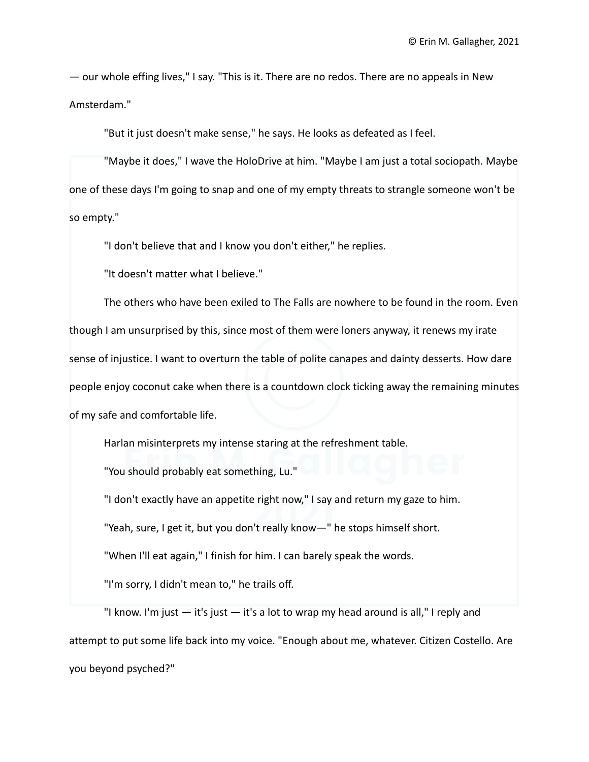— our whole effing lives," I say. "This is it. There are no redos. There are no appeals in New Amsterdam."

"But it just doesn't make sense," he says. He looks as defeated as I feel.

"Maybe it does," I wave the HoloDrive at him. "Maybe I am just a total sociopath. Maybe one of these days I'm going to snap and one of my empty threats to strangle someone won't be so empty."

"I don't believe that and I know you don't either," he replies.

"It doesn't matter what I believe."

The others who have been exiled to The Falls are nowhere to be found in the room. Even though I am unsurprised by this, since most of them were loners anyway, it renews my irate sense of injustice. I want to overturn the table of polite canapes and dainty desserts. How dare people enjoy coconut cake when there is a countdown clock ticking away the remaining minutes of my safe and comfortable life.

Harlan misinterprets my intense staring at the refreshment table.

"You should probably eat something, Lu."

"I don't exactly have an appetite right now," I say and return my gaze to him.

"Yeah, sure, I get it, but you don't really know—" he stops himself short.

"When I'll eat again," I finish for him. I can barely speak the words.

"I'm sorry, I didn't mean to," he trails off.

"I know. I'm just — it's just — it's a lot to wrap my head around is all," I reply and attempt to put some life back into my voice. "Enough about me, whatever. Citizen Costello. Are you beyond psyched?"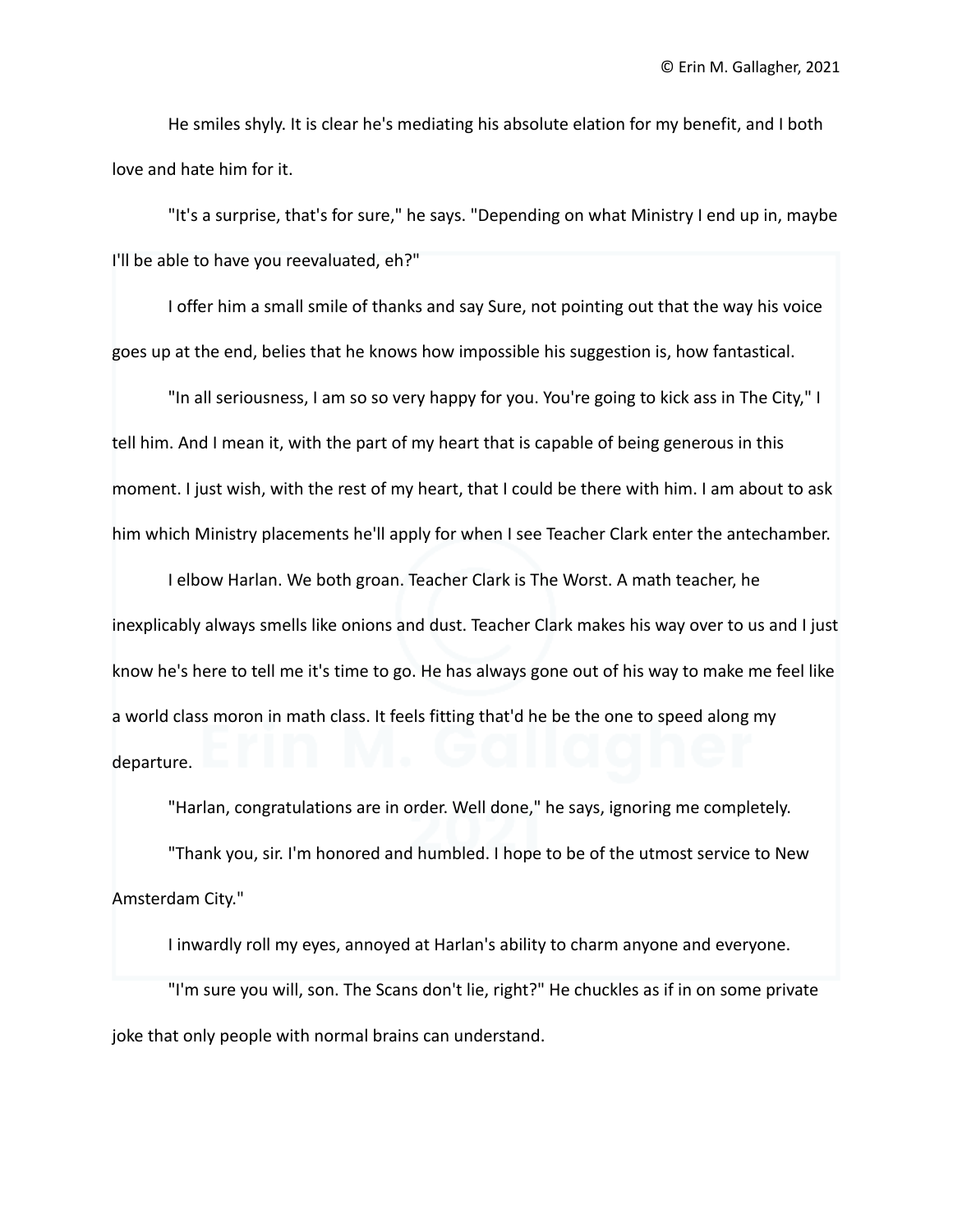He smiles shyly. It is clear he's mediating his absolute elation for my benefit, and I both love and hate him for it.

"It's a surprise, that's for sure," he says. "Depending on what Ministry I end up in, maybe I'll be able to have you reevaluated, eh?"

I offer him a small smile of thanks and say Sure, not pointing out that the way his voice goes up at the end, belies that he knows how impossible his suggestion is, how fantastical.

"In all seriousness, I am so so very happy for you. You're going to kick ass in The City," I tell him. And I mean it, with the part of my heart that is capable of being generous in this moment. I just wish, with the rest of my heart, that I could be there with him. I am about to ask him which Ministry placements he'll apply for when I see Teacher Clark enter the antechamber.

I elbow Harlan. We both groan. Teacher Clark is The Worst. A math teacher, he inexplicably always smells like onions and dust. Teacher Clark makes his way over to us and I just know he's here to tell me it's time to go. He has always gone out of his way to make me feel like a world class moron in math class. It feels fitting that'd he be the one to speed along my departure.

"Harlan, congratulations are in order. Well done," he says, ignoring me completely.

"Thank you, sir. I'm honored and humbled. I hope to be of the utmost service to New Amsterdam City."

I inwardly roll my eyes, annoyed at Harlan's ability to charm anyone and everyone.

"I'm sure you will, son. The Scans don't lie, right?" He chuckles as if in on some private joke that only people with normal brains can understand.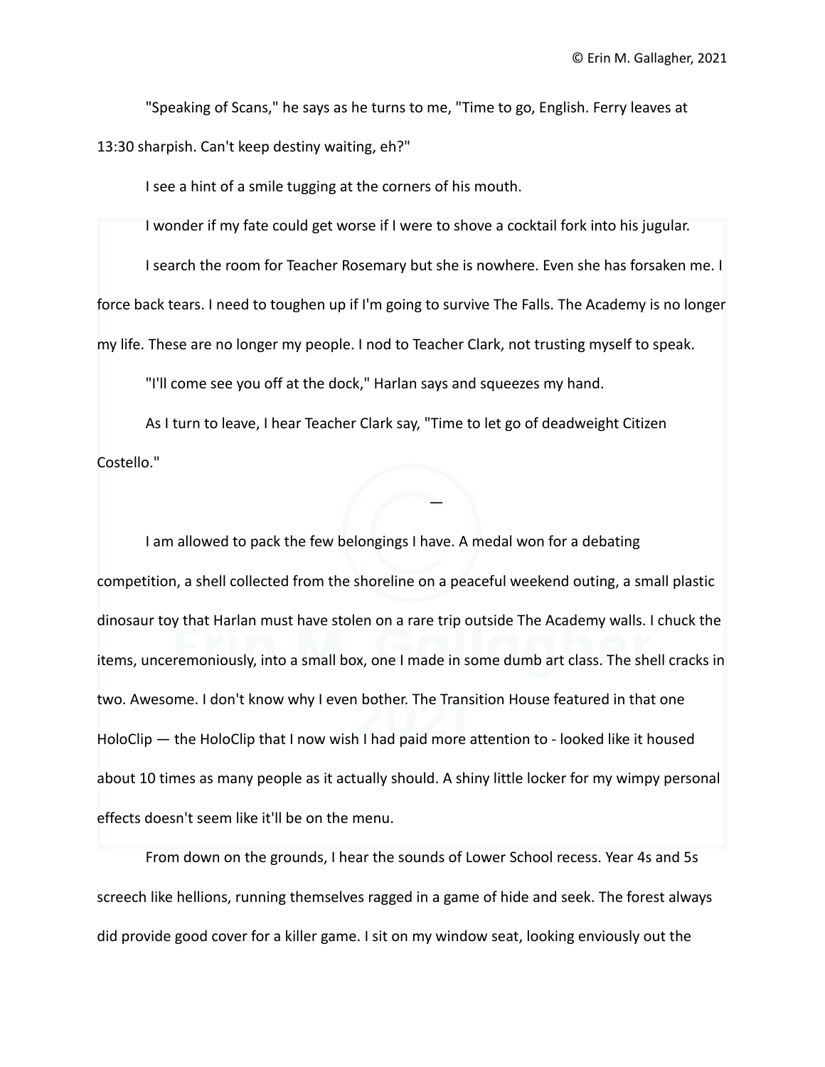"Speaking of Scans," he says as he turns to me, "Time to go, English. Ferry leaves at 13:30 sharpish. Can't keep destiny waiting, eh?"

I see a hint of a smile tugging at the corners of his mouth.

I wonder if my fate could get worse if I were to shove a cocktail fork into his jugular.

I search the room for Teacher Rosemary but she is nowhere. Even she has forsaken me. I force back tears. I need to toughen up if I'm going to survive The Falls. The Academy is no longer my life. These are no longer my people. I nod to Teacher Clark, not trusting myself to speak.

"I'll come see you off at the dock," Harlan says and squeezes my hand.

As I turn to leave, I hear Teacher Clark say, "Time to let go of deadweight Citizen Costello."

—

I am allowed to pack the few belongings I have. A medal won for a debating competition, a shell collected from the shoreline on a peaceful weekend outing, a small plastic dinosaur toy that Harlan must have stolen on a rare trip outside The Academy walls. I chuck the items, unceremoniously, into a small box, one I made in some dumb art class. The shell cracks in two. Awesome. I don't know why I even bother. The Transition House featured in that one HoloClip — the HoloClip that I now wish I had paid more attention to - looked like it housed about 10 times as many people as it actually should. A shiny little locker for my wimpy personal effects doesn't seem like it'll be on the menu.

From down on the grounds, I hear the sounds of Lower School recess. Year 4s and 5s screech like hellions, running themselves ragged in a game of hide and seek. The forest always did provide good cover for a killer game. I sit on my window seat, looking enviously out the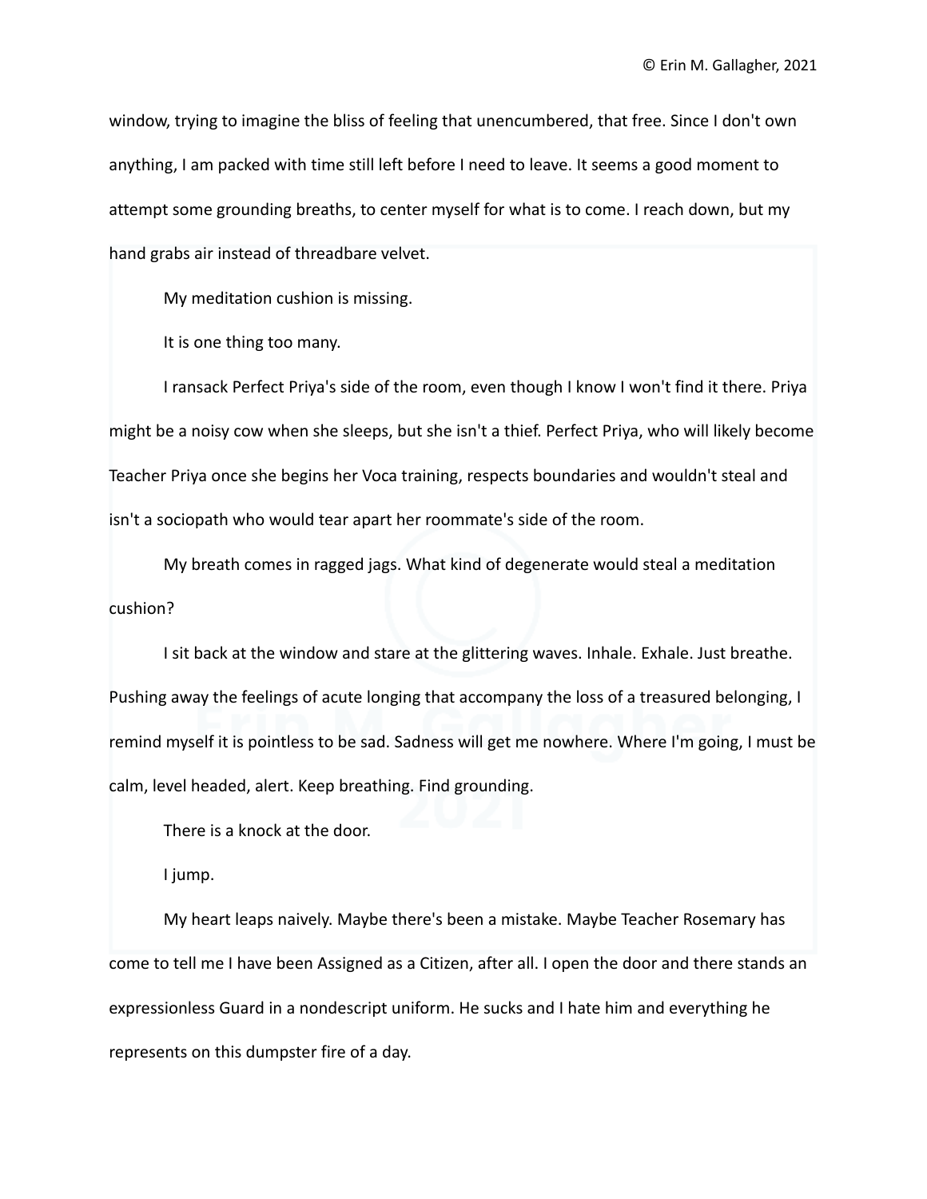window, trying to imagine the bliss of feeling that unencumbered, that free. Since I don't own anything, I am packed with time still left before I need to leave. It seems a good moment to attempt some grounding breaths, to center myself for what is to come. I reach down, but my hand grabs air instead of threadbare velvet.

My meditation cushion is missing.

It is one thing too many.

I ransack Perfect Priya's side of the room, even though I know I won't find it there. Priya might be a noisy cow when she sleeps, but she isn't a thief. Perfect Priya, who will likely become Teacher Priya once she begins her Voca training, respects boundaries and wouldn't steal and isn't a sociopath who would tear apart her roommate's side of the room.

My breath comes in ragged jags. What kind of degenerate would steal a meditation cushion?

I sit back at the window and stare at the glittering waves. Inhale. Exhale. Just breathe. Pushing away the feelings of acute longing that accompany the loss of a treasured belonging, I remind myself it is pointless to be sad. Sadness will get me nowhere. Where I'm going, I must be calm, level headed, alert. Keep breathing. Find grounding.

There is a knock at the door.

I jump.

My heart leaps naively. Maybe there's been a mistake. Maybe Teacher Rosemary has come to tell me I have been Assigned as a Citizen, after all. I open the door and there stands an expressionless Guard in a nondescript uniform. He sucks and I hate him and everything he represents on this dumpster fire of a day.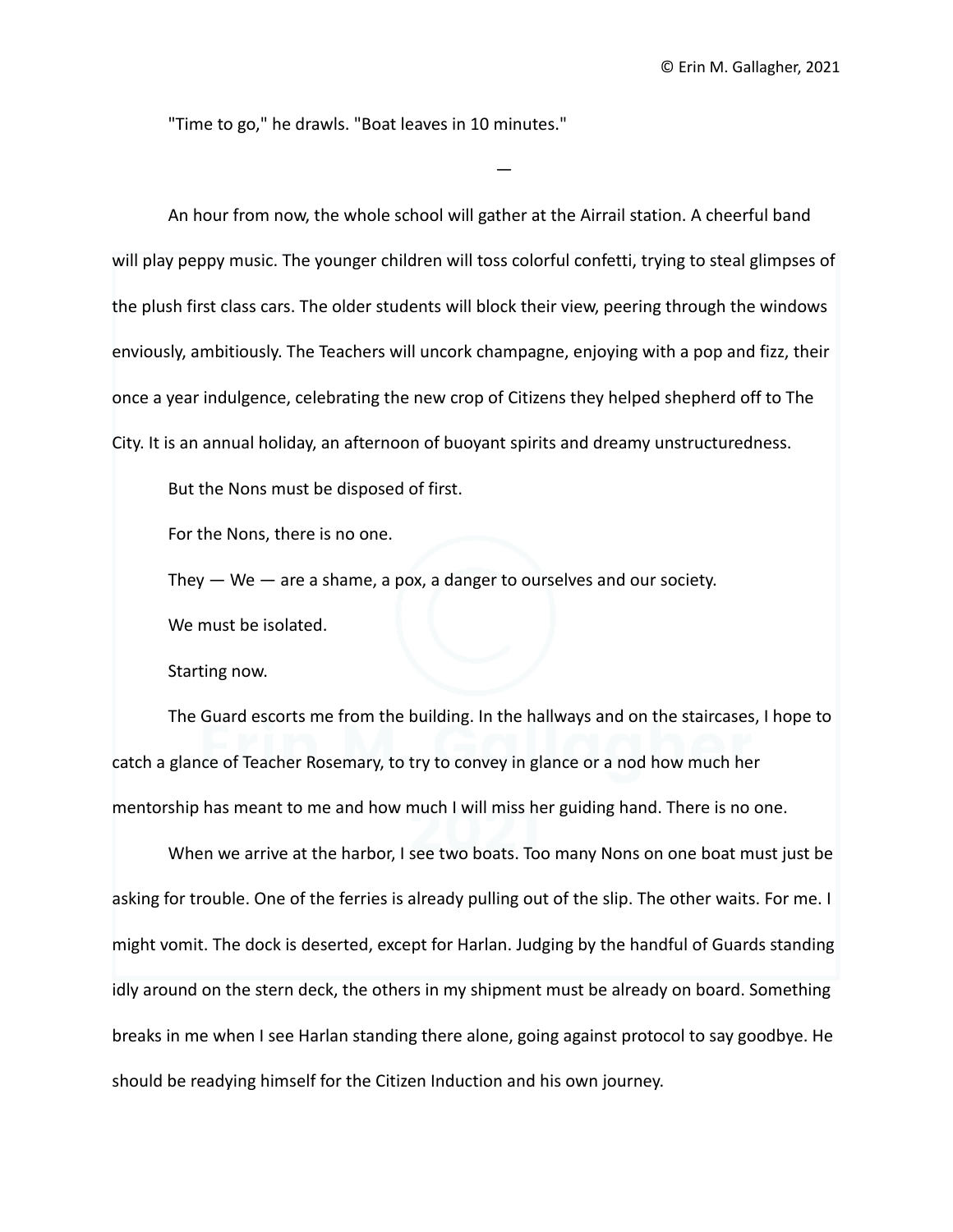"Time to go," he drawls. "Boat leaves in 10 minutes."

—

An hour from now, the whole school will gather at the Airrail station. A cheerful band will play peppy music. The younger children will toss colorful confetti, trying to steal glimpses of the plush first class cars. The older students will block their view, peering through the windows enviously, ambitiously. The Teachers will uncork champagne, enjoying with a pop and fizz, their once a year indulgence, celebrating the new crop of Citizens they helped shepherd off to The City. It is an annual holiday, an afternoon of buoyant spirits and dreamy unstructuredness.

But the Nons must be disposed of first.

For the Nons, there is no one.

They — We — are a shame, a pox, a danger to ourselves and our society.

We must be isolated.

Starting now.

The Guard escorts me from the building. In the hallways and on the staircases, I hope to catch a glance of Teacher Rosemary, to try to convey in glance or a nod how much her mentorship has meant to me and how much I will miss her guiding hand. There is no one.

When we arrive at the harbor, I see two boats. Too many Nons on one boat must just be asking for trouble. One of the ferries is already pulling out of the slip. The other waits. For me. I might vomit. The dock is deserted, except for Harlan. Judging by the handful of Guards standing idly around on the stern deck, the others in my shipment must be already on board. Something breaks in me when I see Harlan standing there alone, going against protocol to say goodbye. He should be readying himself for the Citizen Induction and his own journey.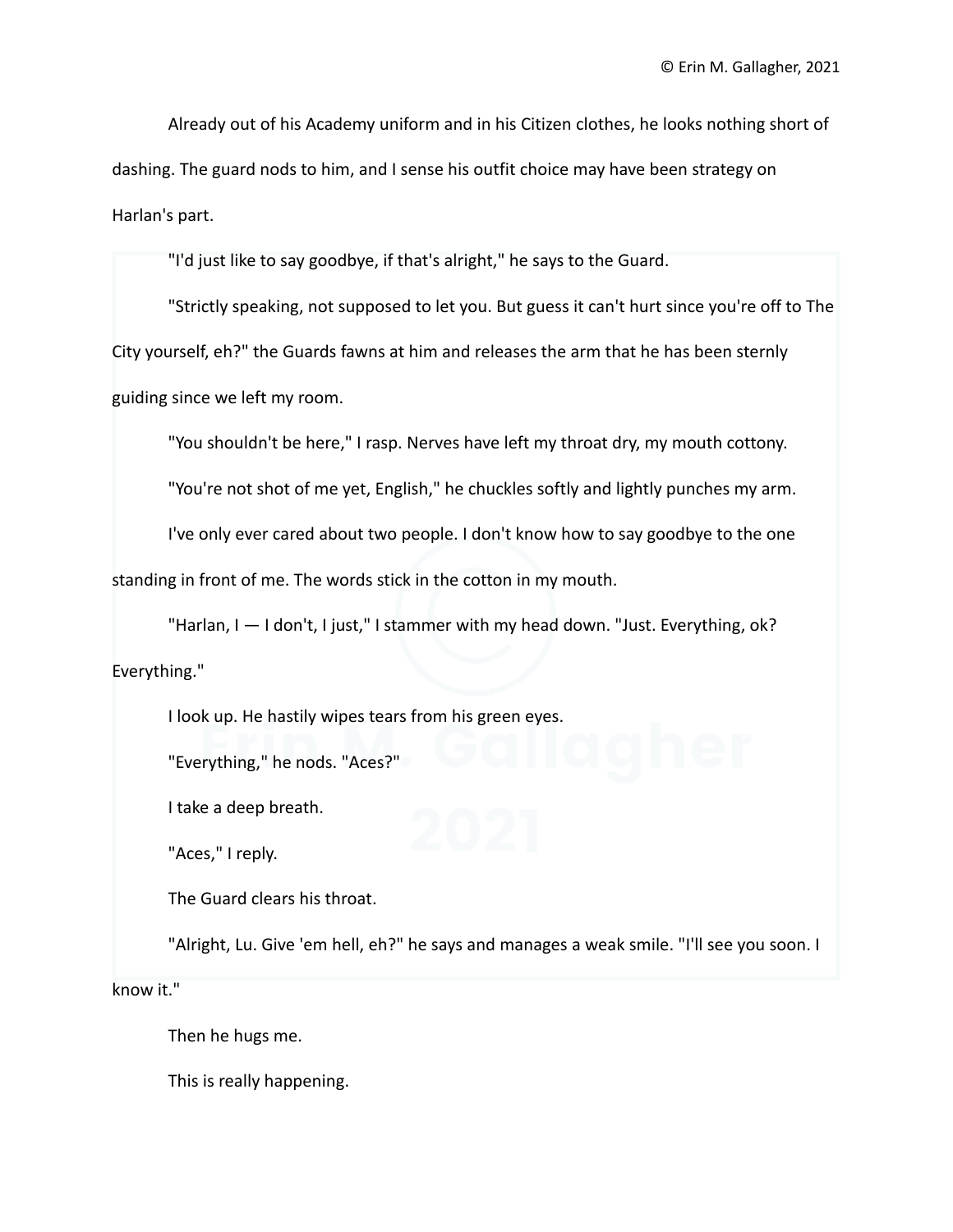Already out of his Academy uniform and in his Citizen clothes, he looks nothing short of dashing. The guard nods to him, and I sense his outfit choice may have been strategy on Harlan's part.

"I'd just like to say goodbye, if that's alright," he says to the Guard.

"Strictly speaking, not supposed to let you. But guess it can't hurt since you're off to The City yourself, eh?" the Guards fawns at him and releases the arm that he has been sternly guiding since we left my room.

"You shouldn't be here," I rasp. Nerves have left my throat dry, my mouth cottony.

"You're not shot of me yet, English," he chuckles softly and lightly punches my arm.

I've only ever cared about two people. I don't know how to say goodbye to the one standing in front of me. The words stick in the cotton in my mouth.

"Harlan, I — I don't, I just," I stammer with my head down. "Just. Everything, ok? Everything."

I look up. He hastily wipes tears from his green eyes.

"Everything," he nods. "Aces?"

I take a deep breath.

"Aces," I reply.

The Guard clears his throat.

"Alright, Lu. Give 'em hell, eh?" he says and manages a weak smile. "I'll see you soon. I know it."

Then he hugs me.

This is really happening.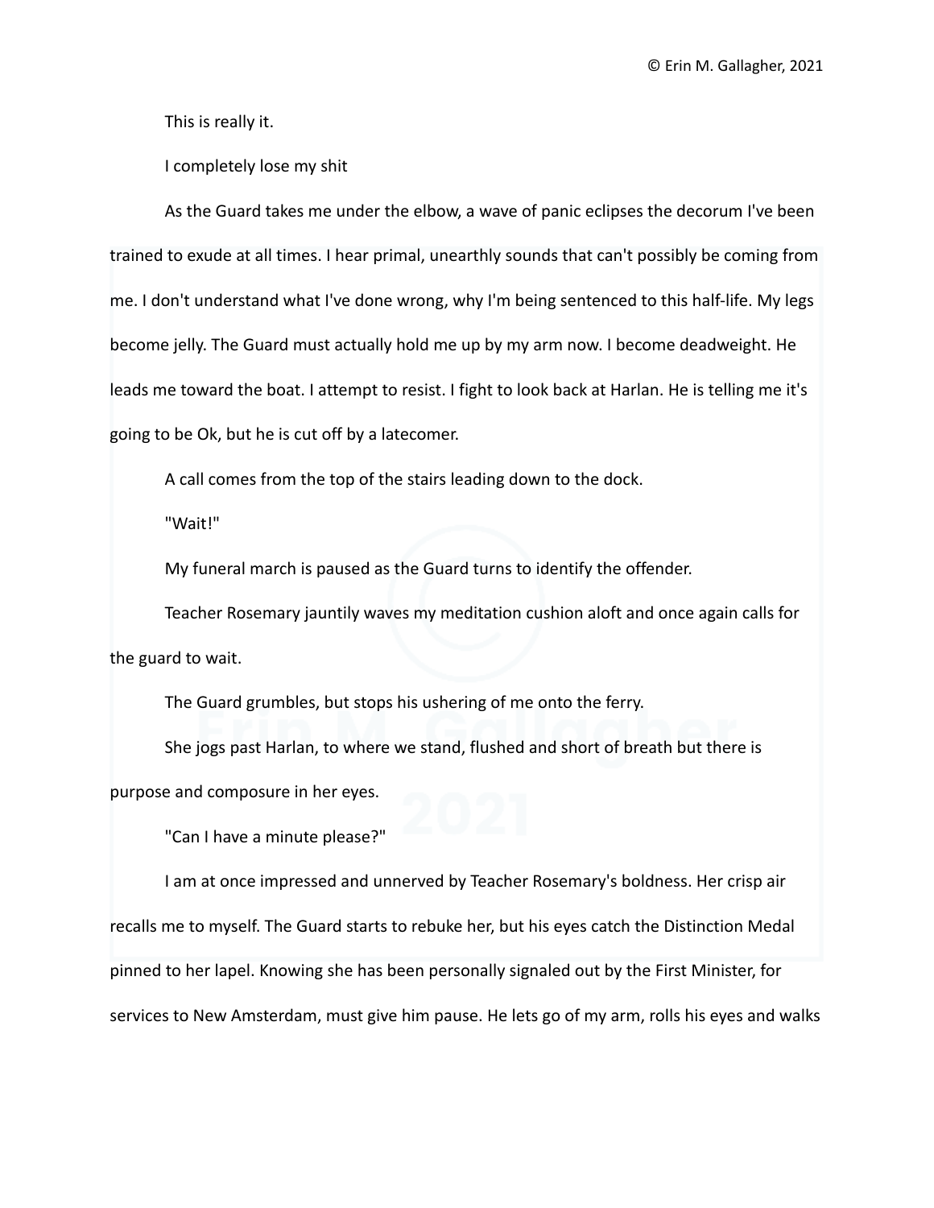This is really it.

I completely lose my shit

As the Guard takes me under the elbow, a wave of panic eclipses the decorum I've been trained to exude at all times. I hear primal, unearthly sounds that can't possibly be coming from me. I don't understand what I've done wrong, why I'm being sentenced to this half-life. My legs become jelly. The Guard must actually hold me up by my arm now. I become deadweight. He leads me toward the boat. I attempt to resist. I fight to look back at Harlan. He is telling me it's going to be Ok, but he is cut off by a latecomer.

A call comes from the top of the stairs leading down to the dock.

"Wait!"

My funeral march is paused as the Guard turns to identify the offender.

Teacher Rosemary jauntily waves my meditation cushion aloft and once again calls for the guard to wait.

The Guard grumbles, but stops his ushering of me onto the ferry.

She jogs past Harlan, to where we stand, flushed and short of breath but there is purpose and composure in her eyes.

"Can I have a minute please?"

I am at once impressed and unnerved by Teacher Rosemary's boldness. Her crisp air recalls me to myself. The Guard starts to rebuke her, but his eyes catch the Distinction Medal pinned to her lapel. Knowing she has been personally signaled out by the First Minister, for services to New Amsterdam, must give him pause. He lets go of my arm, rolls his eyes and walks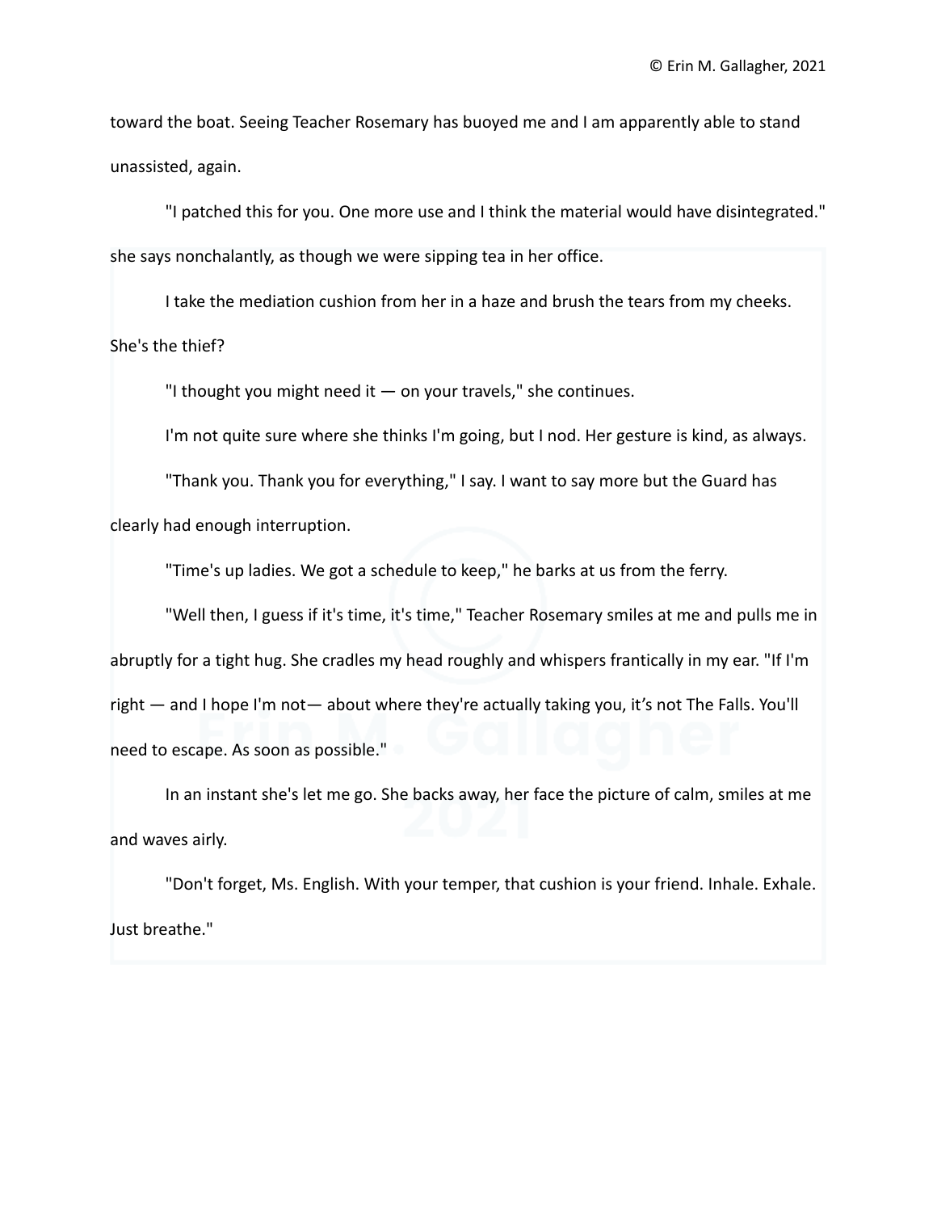toward the boat. Seeing Teacher Rosemary has buoyed me and I am apparently able to stand unassisted, again.

"I patched this for you. One more use and I think the material would have disintegrated." she says nonchalantly, as though we were sipping tea in her office.

I take the mediation cushion from her in a haze and brush the tears from my cheeks. She's the thief?

"I thought you might need it — on your travels," she continues.

I'm not quite sure where she thinks I'm going, but I nod. Her gesture is kind, as always.

"Thank you. Thank you for everything," I say. I want to say more but the Guard has clearly had enough interruption.

"Time's up ladies. We got a schedule to keep," he barks at us from the ferry.

"Well then, I guess if it's time, it's time," Teacher Rosemary smiles at me and pulls me in abruptly for a tight hug. She cradles my head roughly and whispers frantically in my ear. "If I'm right — and I hope I'm not— about where they're actually taking you, it's not The Falls. You'll need to escape. As soon as possible."

In an instant she's let me go. She backs away, her face the picture of calm, smiles at me and waves airly.

"Don't forget, Ms. English. With your temper, that cushion is your friend. Inhale. Exhale. Just breathe."